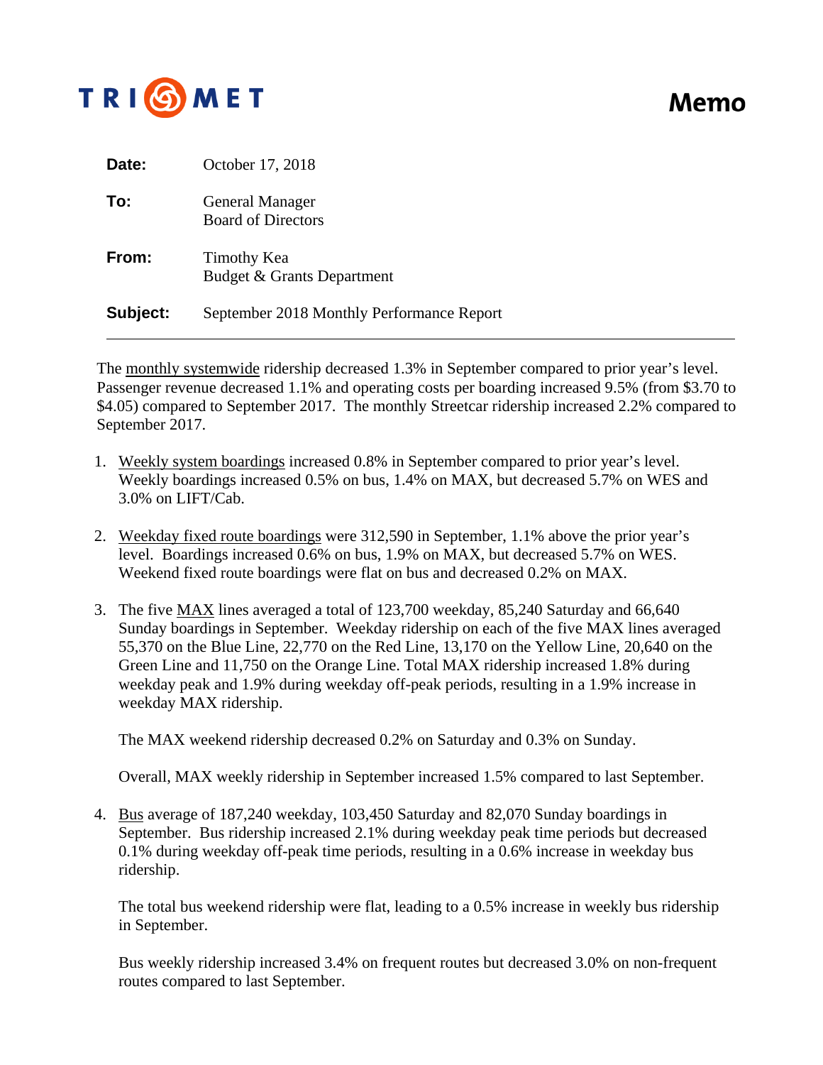TRIMET

# Memo

**Date:** October 17, 2018

**To:** General Manager
Board of Directors

**From:** Timothy Kea
Budget & Grants Department

**Subject:** September 2018 Monthly Performance Report

---

The monthly systemwide ridership decreased 1.3% in September compared to prior year's level. Passenger revenue decreased 1.1% and operating costs per boarding increased 9.5% (from $3.70 to $4.05) compared to September 2017. The monthly Streetcar ridership increased 2.2% compared to September 2017.

1. Weekly system boardings increased 0.8% in September compared to prior year's level. Weekly boardings increased 0.5% on bus, 1.4% on MAX, but decreased 5.7% on WES and 3.0% on LIFT/Cab.

2. Weekday fixed route boardings were 312,590 in September, 1.1% above the prior year's level. Boardings increased 0.6% on bus, 1.9% on MAX, but decreased 5.7% on WES. Weekend fixed route boardings were flat on bus and decreased 0.2% on MAX.

3. The five MAX lines averaged a total of 123,700 weekday, 85,240 Saturday and 66,640 Sunday boardings in September. Weekday ridership on each of the five MAX lines averaged 55,370 on the Blue Line, 22,770 on the Red Line, 13,170 on the Yellow Line, 20,640 on the Green Line and 11,750 on the Orange Line. Total MAX ridership increased 1.8% during weekday peak and 1.9% during weekday off-peak periods, resulting in a 1.9% increase in weekday MAX ridership.

   The MAX weekend ridership decreased 0.2% on Saturday and 0.3% on Sunday.

   Overall, MAX weekly ridership in September increased 1.5% compared to last September.

4. Bus average of 187,240 weekday, 103,450 Saturday and 82,070 Sunday boardings in September. Bus ridership increased 2.1% during weekday peak time periods but decreased 0.1% during weekday off-peak time periods, resulting in a 0.6% increase in weekday bus ridership.

   The total bus weekend ridership were flat, leading to a 0.5% increase in weekly bus ridership in September.

   Bus weekly ridership increased 3.4% on frequent routes but decreased 3.0% on non-frequent routes compared to last September.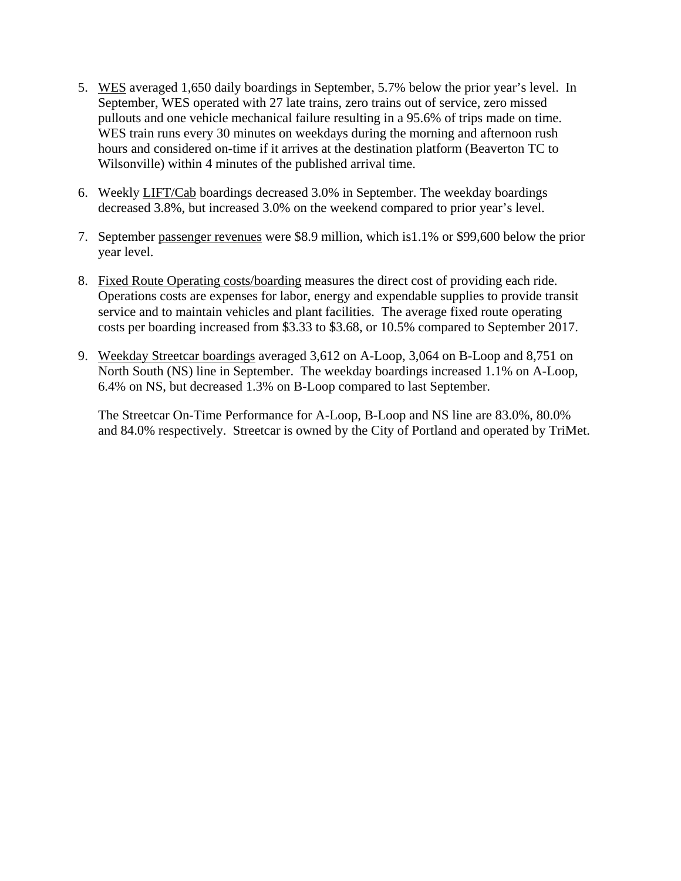5. WES averaged 1,650 daily boardings in September, 5.7% below the prior year's level. In September, WES operated with 27 late trains, zero trains out of service, zero missed pullouts and one vehicle mechanical failure resulting in a 95.6% of trips made on time. WES train runs every 30 minutes on weekdays during the morning and afternoon rush hours and considered on-time if it arrives at the destination platform (Beaverton TC to Wilsonville) within 4 minutes of the published arrival time.

6. Weekly LIFT/Cab boardings decreased 3.0% in September. The weekday boardings decreased 3.8%, but increased 3.0% on the weekend compared to prior year's level.

7. September passenger revenues were $8.9 million, which is1.1% or $99,600 below the prior year level.

8. Fixed Route Operating costs/boarding measures the direct cost of providing each ride. Operations costs are expenses for labor, energy and expendable supplies to provide transit service and to maintain vehicles and plant facilities. The average fixed route operating costs per boarding increased from $3.33 to $3.68, or 10.5% compared to September 2017.

9. Weekday Streetcar boardings averaged 3,612 on A-Loop, 3,064 on B-Loop and 8,751 on North South (NS) line in September. The weekday boardings increased 1.1% on A-Loop, 6.4% on NS, but decreased 1.3% on B-Loop compared to last September.

   The Streetcar On-Time Performance for A-Loop, B-Loop and NS line are 83.0%, 80.0% and 84.0% respectively. Streetcar is owned by the City of Portland and operated by TriMet.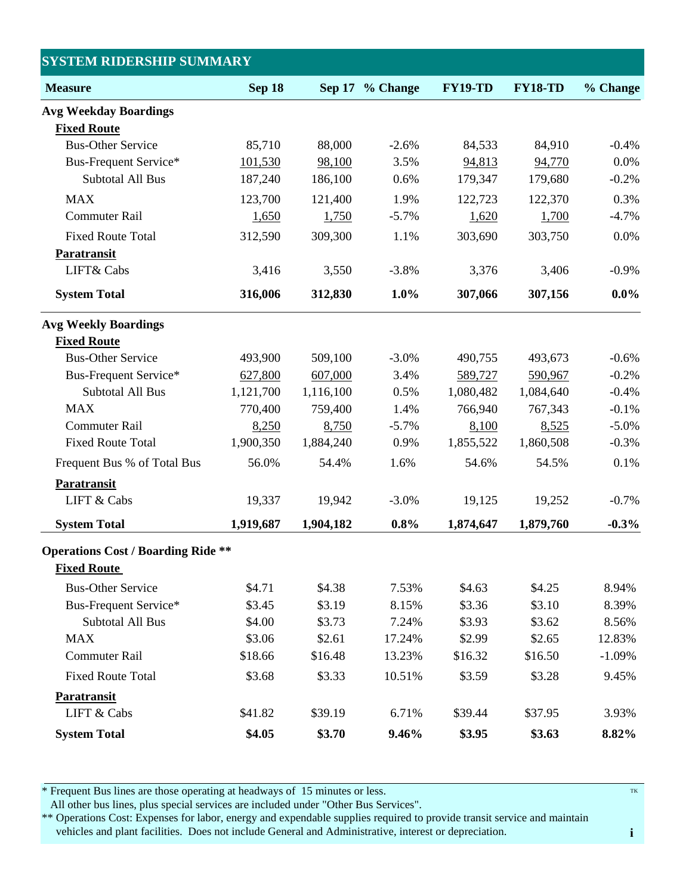## SYSTEM RIDERSHIP SUMMARY

| Measure | Sep 18 | Sep 17 | % Change | FY19-TD | FY18-TD | % Change |
|---|---|---|---|---|---|---|
| **Avg Weekday Boardings** | | | | | | |
| **Fixed Route** | | | | | | |
| Bus-Other Service | 85,710 | 88,000 | -2.6% | 84,533 | 84,910 | -0.4% |
| Bus-Frequent Service* | 101,530 | 98,100 | 3.5% | 94,813 | 94,770 | 0.0% |
| Subtotal All Bus | 187,240 | 186,100 | 0.6% | 179,347 | 179,680 | -0.2% |
| MAX | 123,700 | 121,400 | 1.9% | 122,723 | 122,370 | 0.3% |
| Commuter Rail | 1,650 | 1,750 | -5.7% | 1,620 | 1,700 | -4.7% |
| Fixed Route Total | 312,590 | 309,300 | 1.1% | 303,690 | 303,750 | 0.0% |
| **Paratransit** | | | | | | |
| LIFT& Cabs | 3,416 | 3,550 | -3.8% | 3,376 | 3,406 | -0.9% |
| **System Total** | **316,006** | **312,830** | **1.0%** | **307,066** | **307,156** | **0.0%** |
| **Avg Weekly Boardings** | | | | | | |
| **Fixed Route** | | | | | | |
| Bus-Other Service | 493,900 | 509,100 | -3.0% | 490,755 | 493,673 | -0.6% |
| Bus-Frequent Service* | 627,800 | 607,000 | 3.4% | 589,727 | 590,967 | -0.2% |
| Subtotal All Bus | 1,121,700 | 1,116,100 | 0.5% | 1,080,482 | 1,084,640 | -0.4% |
| MAX | 770,400 | 759,400 | 1.4% | 766,940 | 767,343 | -0.1% |
| Commuter Rail | 8,250 | 8,750 | -5.7% | 8,100 | 8,525 | -5.0% |
| Fixed Route Total | 1,900,350 | 1,884,240 | 0.9% | 1,855,522 | 1,860,508 | -0.3% |
| Frequent Bus % of Total Bus | 56.0% | 54.4% | 1.6% | 54.6% | 54.5% | 0.1% |
| **Paratransit** | | | | | | |
| LIFT & Cabs | 19,337 | 19,942 | -3.0% | 19,125 | 19,252 | -0.7% |
| **System Total** | **1,919,687** | **1,904,182** | **0.8%** | **1,874,647** | **1,879,760** | **-0.3%** |
| **Operations Cost / Boarding Ride \*\*** | | | | | | |
| **Fixed Route** | | | | | | |
| Bus-Other Service | $4.71 | $4.38 | 7.53% | $4.63 | $4.25 | 8.94% |
| Bus-Frequent Service* | $3.45 | $3.19 | 8.15% | $3.36 | $3.10 | 8.39% |
| Subtotal All Bus | $4.00 | $3.73 | 7.24% | $3.93 | $3.62 | 8.56% |
| MAX | $3.06 | $2.61 | 17.24% | $2.99 | $2.65 | 12.83% |
| Commuter Rail | $18.66 | $16.48 | 13.23% | $16.32 | $16.50 | -1.09% |
| Fixed Route Total | $3.68 | $3.33 | 10.51% | $3.59 | $3.28 | 9.45% |
| **Paratransit** | | | | | | |
| LIFT & Cabs | $41.82 | $39.19 | 6.71% | $39.44 | $37.95 | 3.93% |
| **System Total** | **$4.05** | **$3.70** | **9.46%** | **$3.95** | **$3.63** | **8.82%** |

\* Frequent Bus lines are those operating at headways of 15 minutes or less.
All other bus lines, plus special services are included under "Other Bus Services".

** Operations Cost: Expenses for labor, energy and expendable supplies required to provide transit service and maintain vehicles and plant facilities. Does not include General and Administrative, interest or depreciation.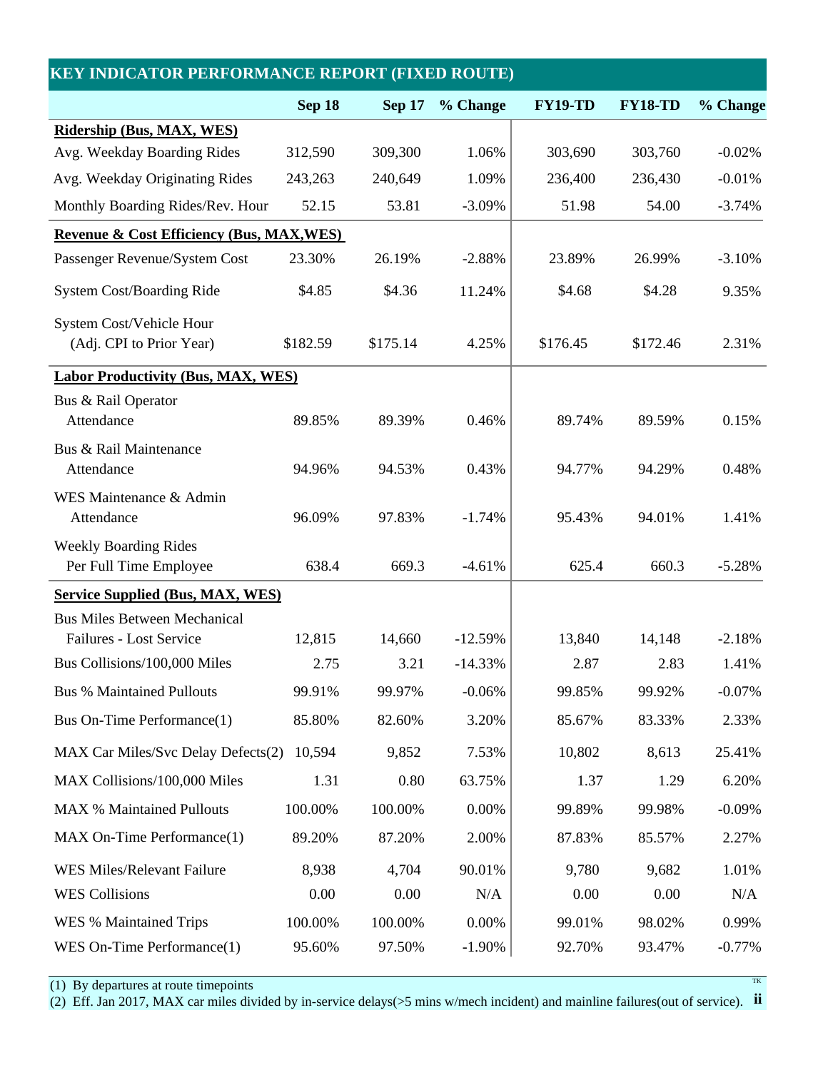## KEY INDICATOR PERFORMANCE REPORT (FIXED ROUTE)

| | Sep 18 | Sep 17 | % Change | FY19-TD | FY18-TD | % Change |
|---|---|---|---|---|---|---|
| **Ridership (Bus, MAX, WES)** | | | | | | |
| Avg. Weekday Boarding Rides | 312,590 | 309,300 | 1.06% | 303,690 | 303,760 | -0.02% |
| Avg. Weekday Originating Rides | 243,263 | 240,649 | 1.09% | 236,400 | 236,430 | -0.01% |
| Monthly Boarding Rides/Rev. Hour | 52.15 | 53.81 | -3.09% | 51.98 | 54.00 | -3.74% |
| **Revenue & Cost Efficiency (Bus, MAX,WES)** | | | | | | |
| Passenger Revenue/System Cost | 23.30% | 26.19% | -2.88% | 23.89% | 26.99% | -3.10% |
| System Cost/Boarding Ride | $4.85 | $4.36 | 11.24% | $4.68 | $4.28 | 9.35% |
| System Cost/Vehicle Hour (Adj. CPI to Prior Year) | $182.59 | $175.14 | 4.25% | $176.45 | $172.46 | 2.31% |
| **Labor Productivity (Bus, MAX, WES)** | | | | | | |
| Bus & Rail Operator Attendance | 89.85% | 89.39% | 0.46% | 89.74% | 89.59% | 0.15% |
| Bus & Rail Maintenance Attendance | 94.96% | 94.53% | 0.43% | 94.77% | 94.29% | 0.48% |
| WES Maintenance & Admin Attendance | 96.09% | 97.83% | -1.74% | 95.43% | 94.01% | 1.41% |
| Weekly Boarding Rides Per Full Time Employee | 638.4 | 669.3 | -4.61% | 625.4 | 660.3 | -5.28% |
| **Service Supplied (Bus, MAX, WES)** | | | | | | |
| Bus Miles Between Mechanical Failures - Lost Service | 12,815 | 14,660 | -12.59% | 13,840 | 14,148 | -2.18% |
| Bus Collisions/100,000 Miles | 2.75 | 3.21 | -14.33% | 2.87 | 2.83 | 1.41% |
| Bus % Maintained Pullouts | 99.91% | 99.97% | -0.06% | 99.85% | 99.92% | -0.07% |
| Bus On-Time Performance(1) | 85.80% | 82.60% | 3.20% | 85.67% | 83.33% | 2.33% |
| MAX Car Miles/Svc Delay Defects(2) | 10,594 | 9,852 | 7.53% | 10,802 | 8,613 | 25.41% |
| MAX Collisions/100,000 Miles | 1.31 | 0.80 | 63.75% | 1.37 | 1.29 | 6.20% |
| MAX % Maintained Pullouts | 100.00% | 100.00% | 0.00% | 99.89% | 99.98% | -0.09% |
| MAX On-Time Performance(1) | 89.20% | 87.20% | 2.00% | 87.83% | 85.57% | 2.27% |
| WES Miles/Relevant Failure | 8,938 | 4,704 | 90.01% | 9,780 | 9,682 | 1.01% |
| WES Collisions | 0.00 | 0.00 | N/A | 0.00 | 0.00 | N/A |
| WES % Maintained Trips | 100.00% | 100.00% | 0.00% | 99.01% | 98.02% | 0.99% |
| WES On-Time Performance(1) | 95.60% | 97.50% | -1.90% | 92.70% | 93.47% | -0.77% |

(1) By departures at route timepoints

(2) Eff. Jan 2017, MAX car miles divided by in-service delays(>5 mins w/mech incident) and mainline failures(out of service).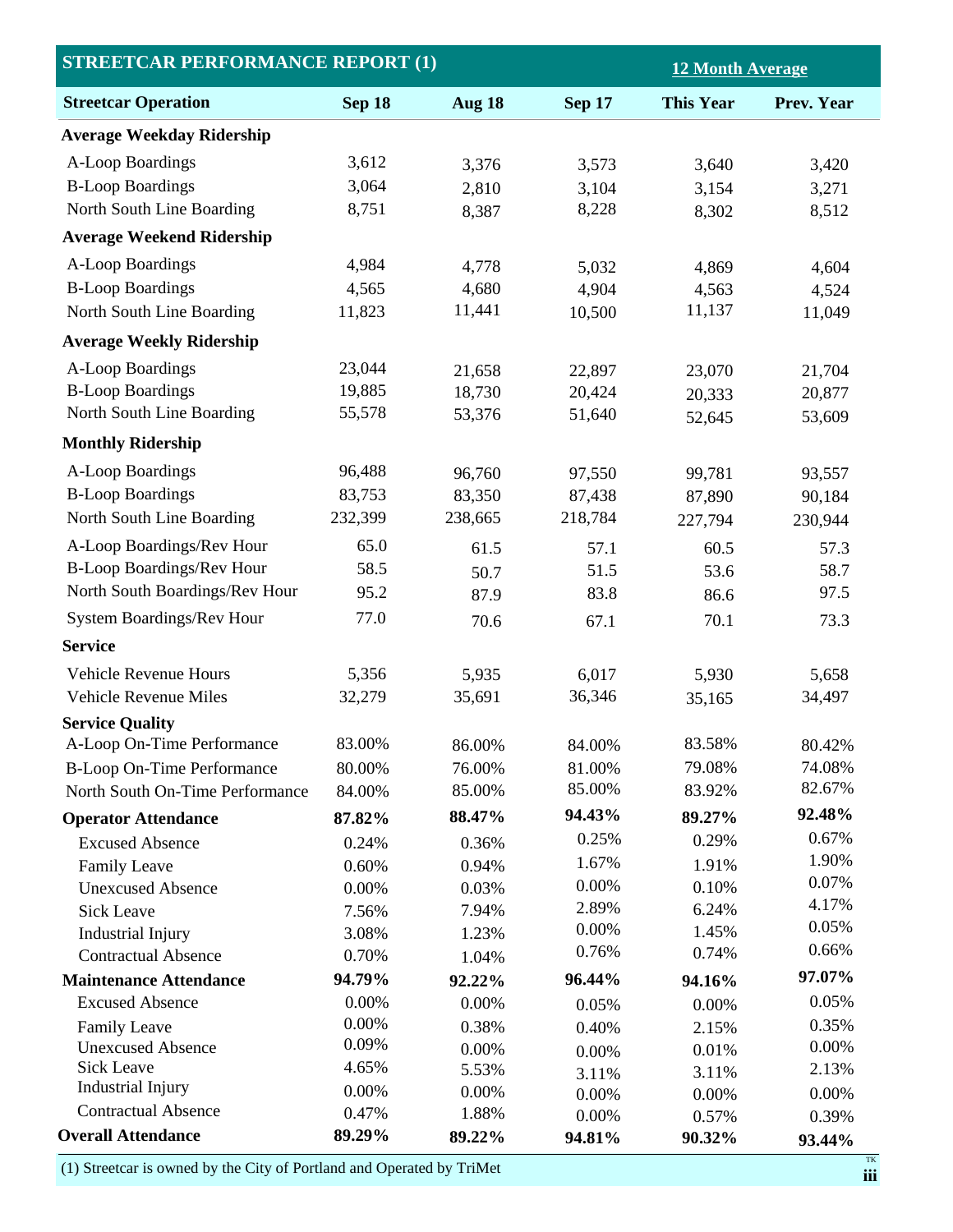| STREETCAR PERFORMANCE REPORT (1) | | | | 12 Month Average | |
|---|---|---|---|---|---|
| **Streetcar Operation** | **Sep 18** | **Aug 18** | **Sep 17** | **This Year** | **Prev. Year** |
| **Average Weekday Ridership** | | | | | |
| A-Loop Boardings | 3,612 | 3,376 | 3,573 | 3,640 | 3,420 |
| B-Loop Boardings | 3,064 | 2,810 | 3,104 | 3,154 | 3,271 |
| North South Line Boarding | 8,751 | 8,387 | 8,228 | 8,302 | 8,512 |
| **Average Weekend Ridership** | | | | | |
| A-Loop Boardings | 4,984 | 4,778 | 5,032 | 4,869 | 4,604 |
| B-Loop Boardings | 4,565 | 4,680 | 4,904 | 4,563 | 4,524 |
| North South Line Boarding | 11,823 | 11,441 | 10,500 | 11,137 | 11,049 |
| **Average Weekly Ridership** | | | | | |
| A-Loop Boardings | 23,044 | 21,658 | 22,897 | 23,070 | 21,704 |
| B-Loop Boardings | 19,885 | 18,730 | 20,424 | 20,333 | 20,877 |
| North South Line Boarding | 55,578 | 53,376 | 51,640 | 52,645 | 53,609 |
| **Monthly Ridership** | | | | | |
| A-Loop Boardings | 96,488 | 96,760 | 97,550 | 99,781 | 93,557 |
| B-Loop Boardings | 83,753 | 83,350 | 87,438 | 87,890 | 90,184 |
| North South Line Boarding | 232,399 | 238,665 | 218,784 | 227,794 | 230,944 |
| A-Loop Boardings/Rev Hour | 65.0 | 61.5 | 57.1 | 60.5 | 57.3 |
| B-Loop Boardings/Rev Hour | 58.5 | 50.7 | 51.5 | 53.6 | 58.7 |
| North South Boardings/Rev Hour | 95.2 | 87.9 | 83.8 | 86.6 | 97.5 |
| System Boardings/Rev Hour | 77.0 | 70.6 | 67.1 | 70.1 | 73.3 |
| **Service** | | | | | |
| Vehicle Revenue Hours | 5,356 | 5,935 | 6,017 | 5,930 | 5,658 |
| Vehicle Revenue Miles | 32,279 | 35,691 | 36,346 | 35,165 | 34,497 |
| **Service Quality** | | | | | |
| A-Loop On-Time Performance | 83.00% | 86.00% | 84.00% | 83.58% | 80.42% |
| B-Loop On-Time Performance | 80.00% | 76.00% | 81.00% | 79.08% | 74.08% |
| North South On-Time Performance | 84.00% | 85.00% | 85.00% | 83.92% | 82.67% |
| **Operator Attendance** | **87.82%** | **88.47%** | **94.43%** | **89.27%** | **92.48%** |
| Excused Absence | 0.24% | 0.36% | 0.25% | 0.29% | 0.67% |
| Family Leave | 0.60% | 0.94% | 1.67% | 1.91% | 1.90% |
| Unexcused Absence | 0.00% | 0.03% | 0.00% | 0.10% | 0.07% |
| Sick Leave | 7.56% | 7.94% | 2.89% | 6.24% | 4.17% |
| Industrial Injury | 3.08% | 1.23% | 0.00% | 1.45% | 0.05% |
| Contractual Absence | 0.70% | 1.04% | 0.76% | 0.74% | 0.66% |
| **Maintenance Attendance** | **94.79%** | **92.22%** | **96.44%** | **94.16%** | **97.07%** |
| Excused Absence | 0.00% | 0.00% | 0.05% | 0.00% | 0.05% |
| Family Leave | 0.00% | 0.38% | 0.40% | 2.15% | 0.35% |
| Unexcused Absence | 0.09% | 0.00% | 0.00% | 0.01% | 0.00% |
| Sick Leave | 4.65% | 5.53% | 3.11% | 3.11% | 2.13% |
| Industrial Injury | 0.00% | 0.00% | 0.00% | 0.00% | 0.00% |
| Contractual Absence | 0.47% | 1.88% | 0.00% | 0.57% | 0.39% |
| **Overall Attendance** | **89.29%** | **89.22%** | **94.81%** | **90.32%** | **93.44%** |

(1) Streetcar is owned by the City of Portland and Operated by TriMet